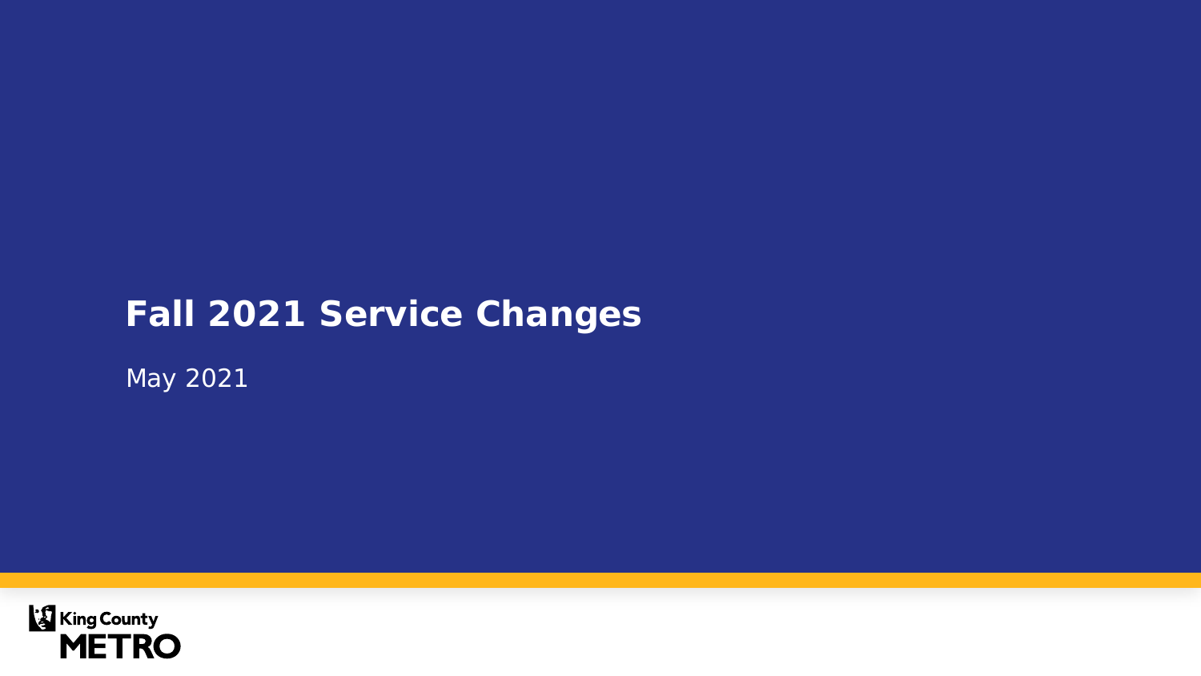# Fall 2021 Service Changes

May 2021

King County
METRO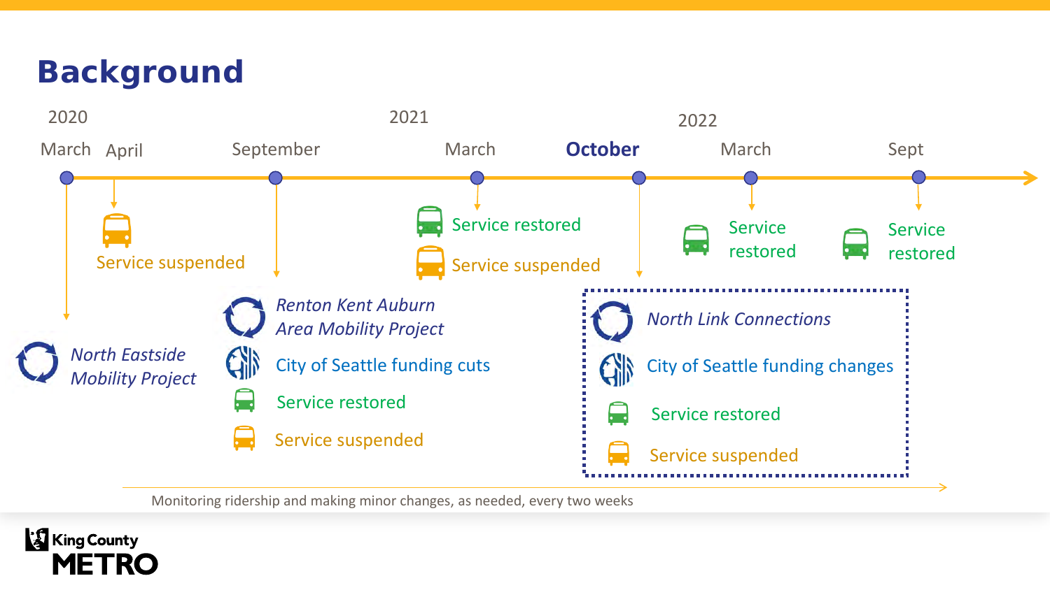# Background

**2020**

- **March** — *North Eastside Mobility Project*
- **April** — Service suspended
- **September** — *Renton Kent Auburn Area Mobility Project*; City of Seattle funding cuts; Service restored; Service suspended

**2021**

- **March** — Service restored; Service suspended
- **October** — *North Link Connections*; City of Seattle funding changes; Service restored; Service suspended

**2022**

- **March** — Service restored
- **Sept** — Service restored

Monitoring ridership and making minor changes, as needed, every two weeks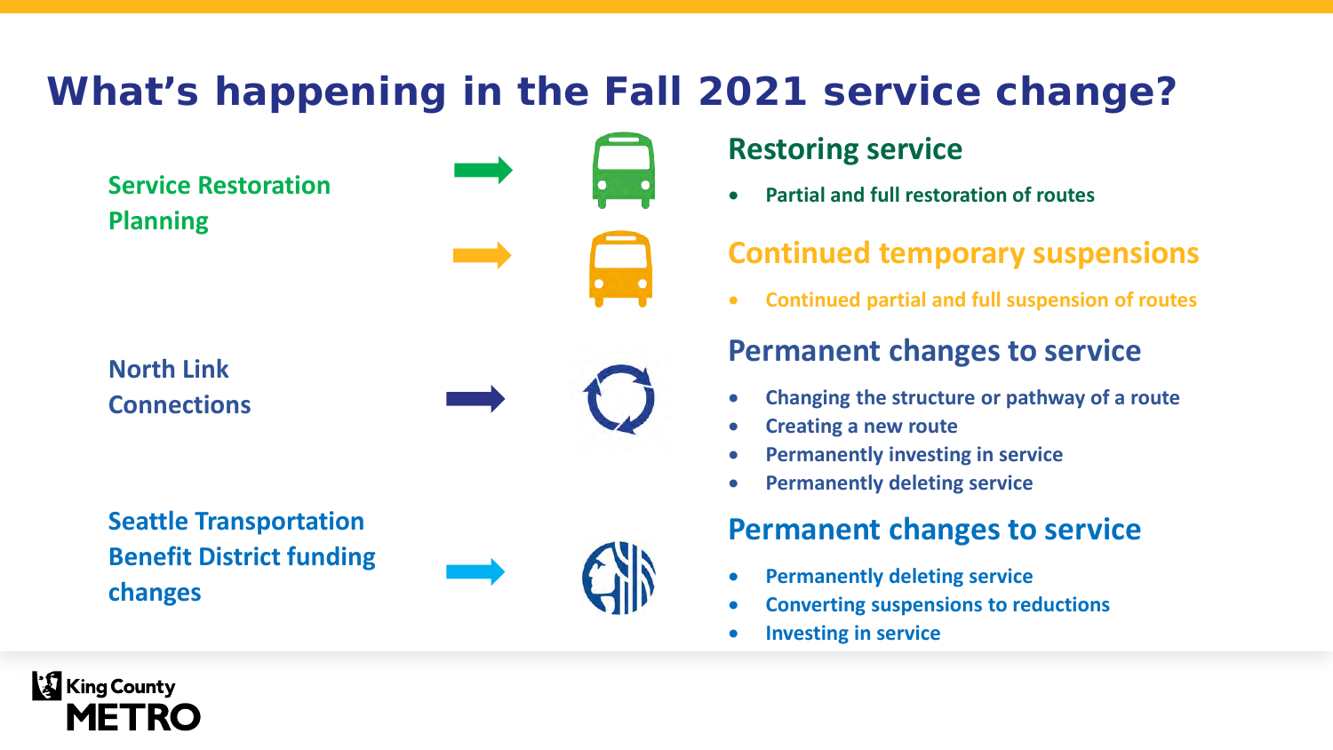# What's happening in the Fall 2021 service change?

**Service Restoration Planning**

## Restoring service

- Partial and full restoration of routes

## Continued temporary suspensions

- Continued partial and full suspension of routes

**North Link Connections**

## Permanent changes to service

- Changing the structure or pathway of a route
- Creating a new route
- Permanently investing in service
- Permanently deleting service

**Seattle Transportation Benefit District funding changes**

## Permanent changes to service

- Permanently deleting service
- Converting suspensions to reductions
- Investing in service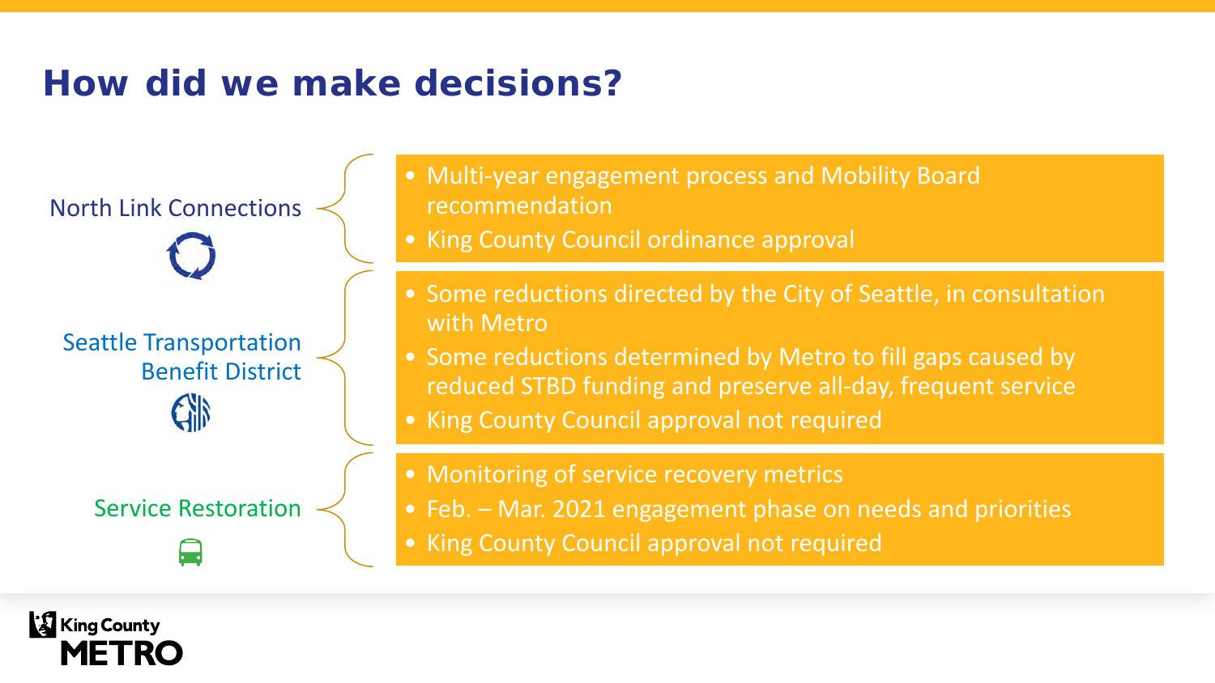# How did we make decisions?

**North Link Connections**

- Multi-year engagement process and Mobility Board recommendation
- King County Council ordinance approval

**Seattle Transportation Benefit District**

- Some reductions directed by the City of Seattle, in consultation with Metro
- Some reductions determined by Metro to fill gaps caused by reduced STBD funding and preserve all-day, frequent service
- King County Council approval not required

**Service Restoration**

- Monitoring of service recovery metrics
- Feb. – Mar. 2021 engagement phase on needs and priorities
- King County Council approval not required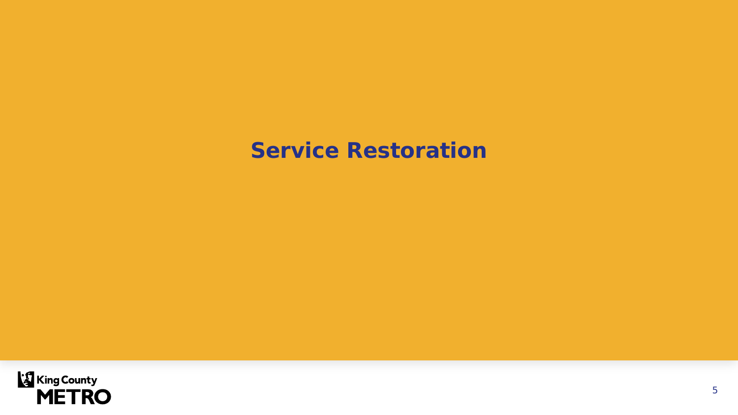# Service Restoration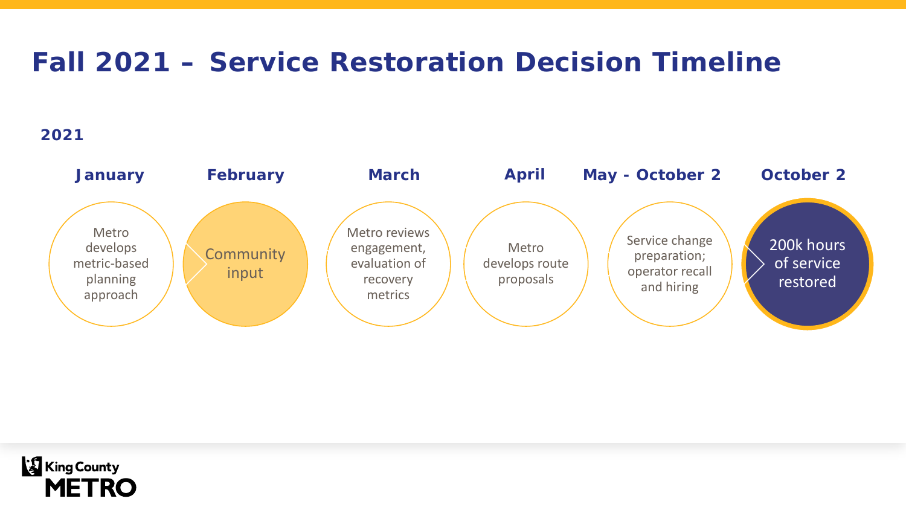# Fall 2021 – Service Restoration Decision Timeline

**2021**

- **January**: Metro develops metric-based planning approach
- **February**: Community input
- **March**: Metro reviews engagement, evaluation of recovery metrics
- **April**: Metro develops route proposals
- **May - October 2**: Service change preparation; operator recall and hiring
- **October 2**: 200k hours of service restored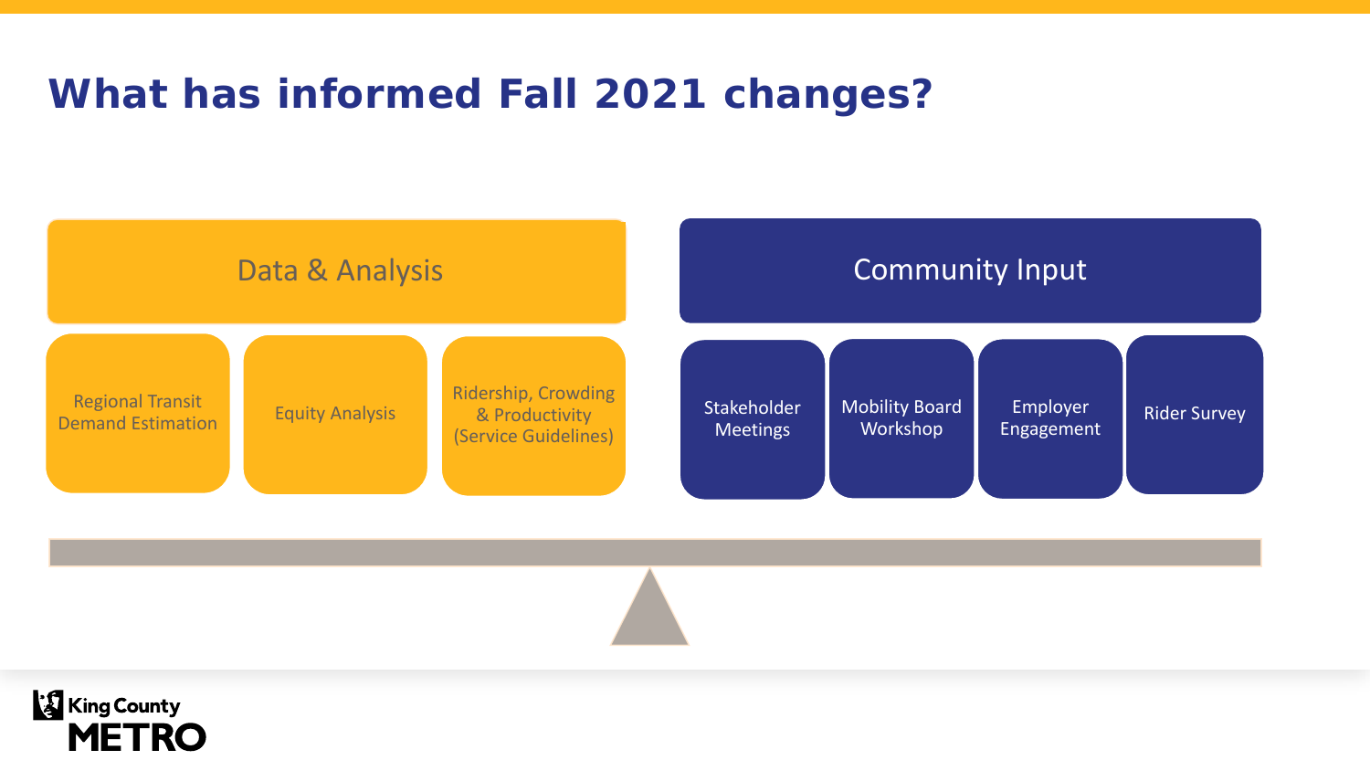# What has informed Fall 2021 changes?

## Data & Analysis

- Regional Transit Demand Estimation
- Equity Analysis
- Ridership, Crowding & Productivity (Service Guidelines)

## Community Input

- Stakeholder Meetings
- Mobility Board Workshop
- Employer Engagement
- Rider Survey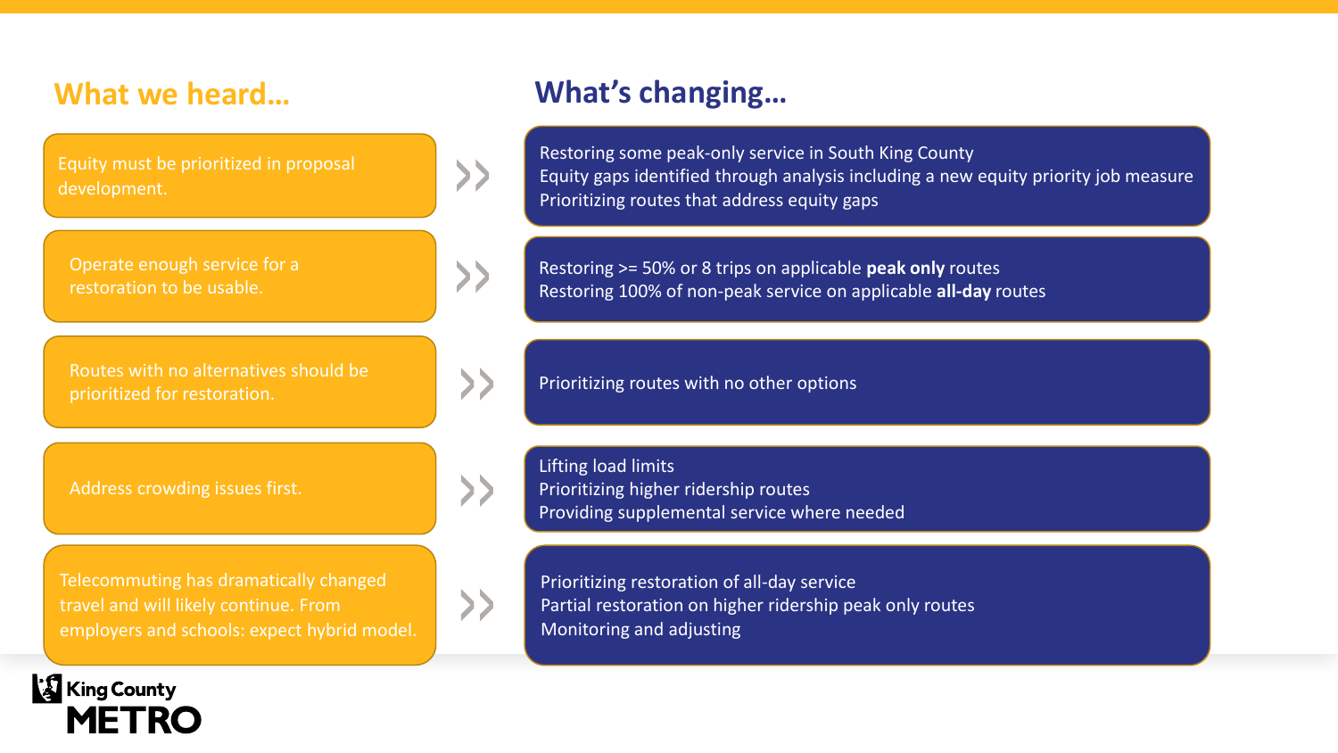| What we heard… | What's changing… |
| --- | --- |
| Equity must be prioritized in proposal development. | Restoring some peak-only service in South King County<br>Equity gaps identified through analysis including a new equity priority job measure<br>Prioritizing routes that address equity gaps |
| Operate enough service for a restoration to be usable. | Restoring >= 50% or 8 trips on applicable **peak only** routes<br>Restoring 100% of non-peak service on applicable **all-day** routes |
| Routes with no alternatives should be prioritized for restoration. | Prioritizing routes with no other options |
| Address crowding issues first. | Lifting load limits<br>Prioritizing higher ridership routes<br>Providing supplemental service where needed |
| Telecommuting has dramatically changed travel and will likely continue. From employers and schools: expect hybrid model. | Prioritizing restoration of all-day service<br>Partial restoration on higher ridership peak only routes<br>Monitoring and adjusting |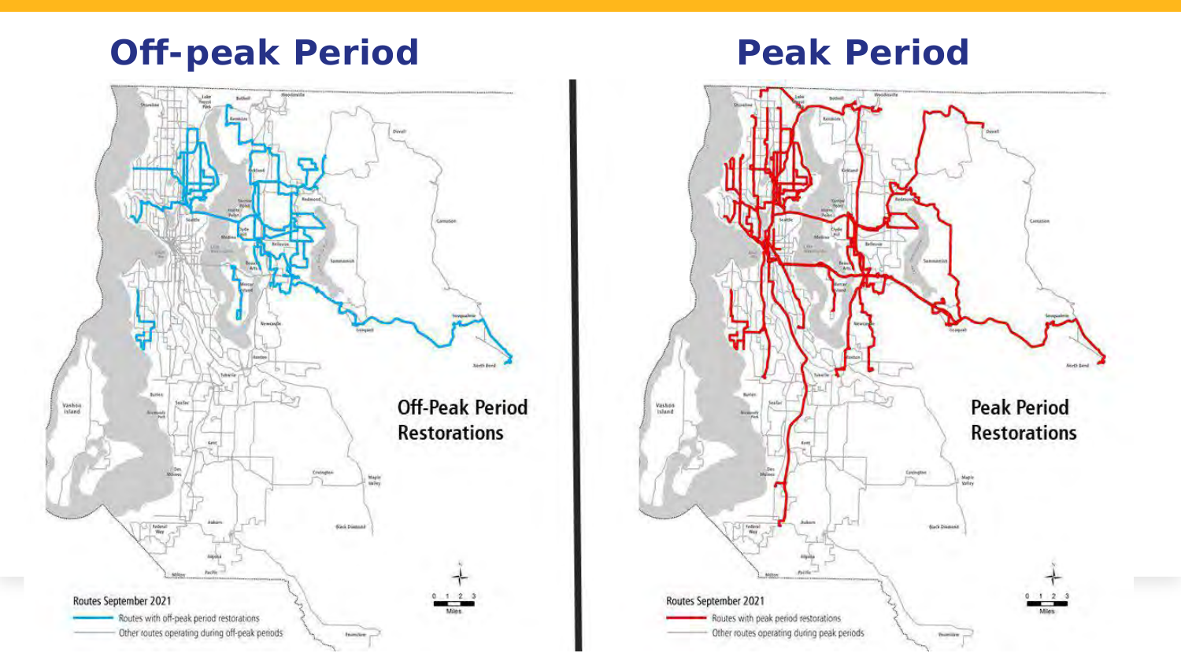## Off-peak Period

## Peak Period

**Off-Peak Period Restorations**

Routes September 2021

- Routes with off-peak period restorations
- Other routes operating during off-peak periods

**Peak Period Restorations**

Routes September 2021

- Routes with peak period restorations
- Other routes operating during peak periods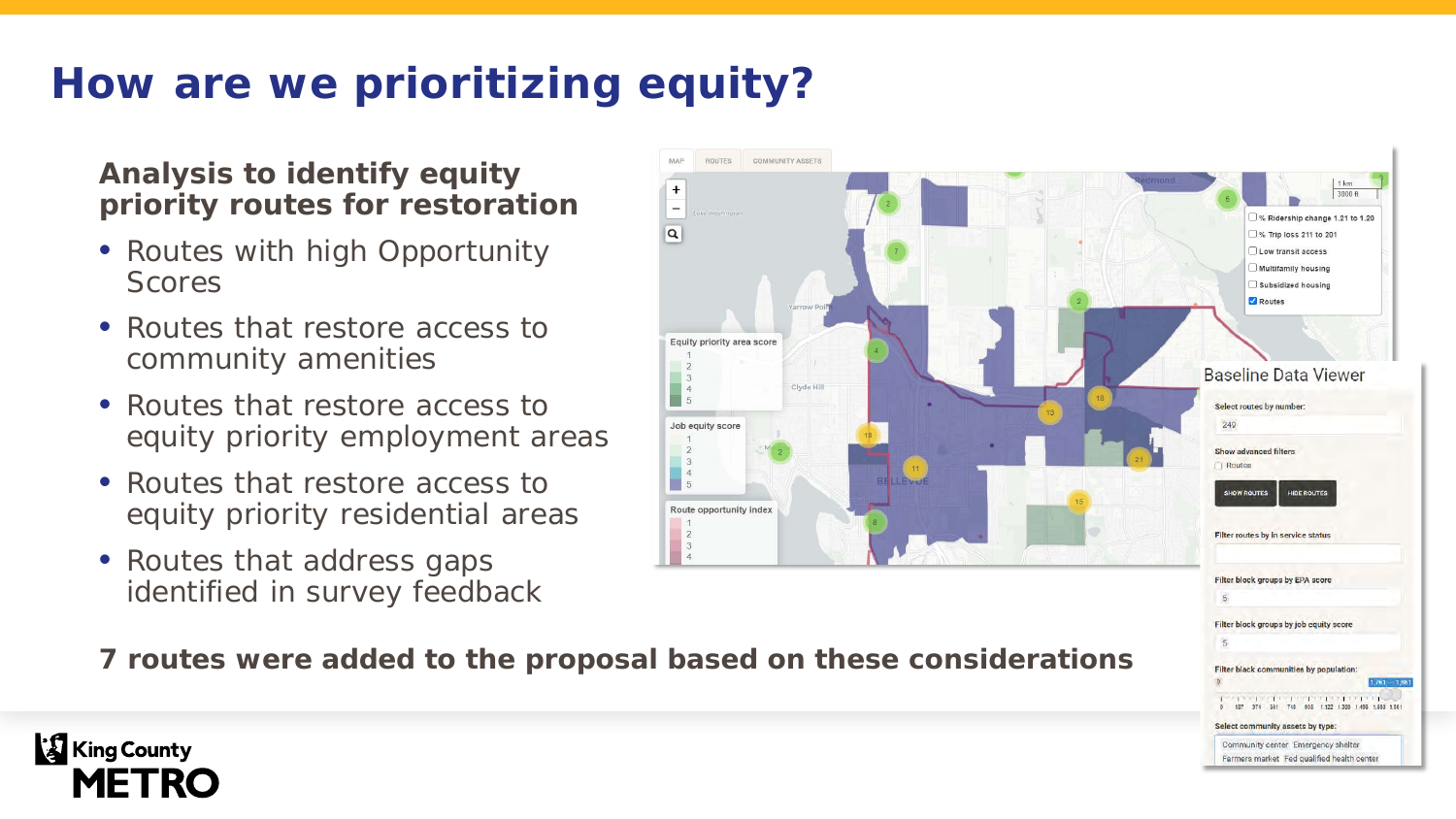# How are we prioritizing equity?

### Analysis to identify equity priority routes for restoration

- Routes with high Opportunity Scores
- Routes that restore access to community amenities
- Routes that restore access to equity priority employment areas
- Routes that restore access to equity priority residential areas
- Routes that address gaps identified in survey feedback

**7 routes were added to the proposal based on these considerations**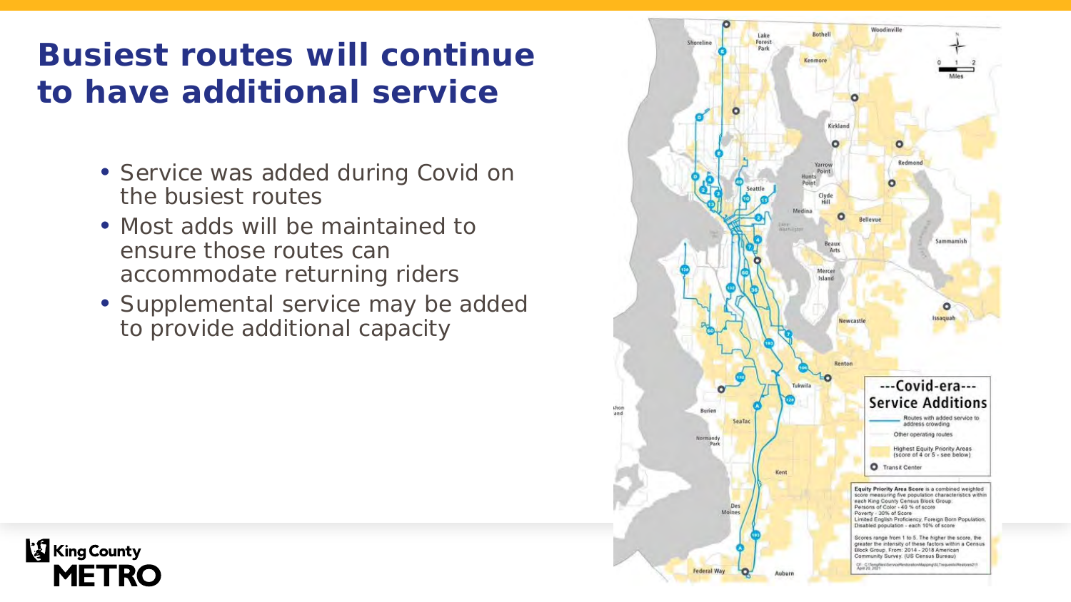# Busiest routes will continue to have additional service

- Service was added during Covid on the busiest routes
- Most adds will be maintained to ensure those routes can accommodate returning riders
- Supplemental service may be added to provide additional capacity

---Covid-era---
Service Additions

- Routes with added service to address crowding
- Other operating routes
- Highest Equity Priority Areas (score of 4 or 5 - see below)
- Transit Center

Equity Priority Area Score is a combined weighted score measuring five population characteristics within each King County Census Block Group:
Persons of Color - 40 % of score
Poverty - 30% of Score
Limited English Proficiency, Foreign Born Population, Disabled population - each 10% of score

Scores range from 1 to 5. The higher the score, the greater the intensity of these factors within a Census Block Group. From: 2014 - 2018 American Community Survey. (US Census Bureau)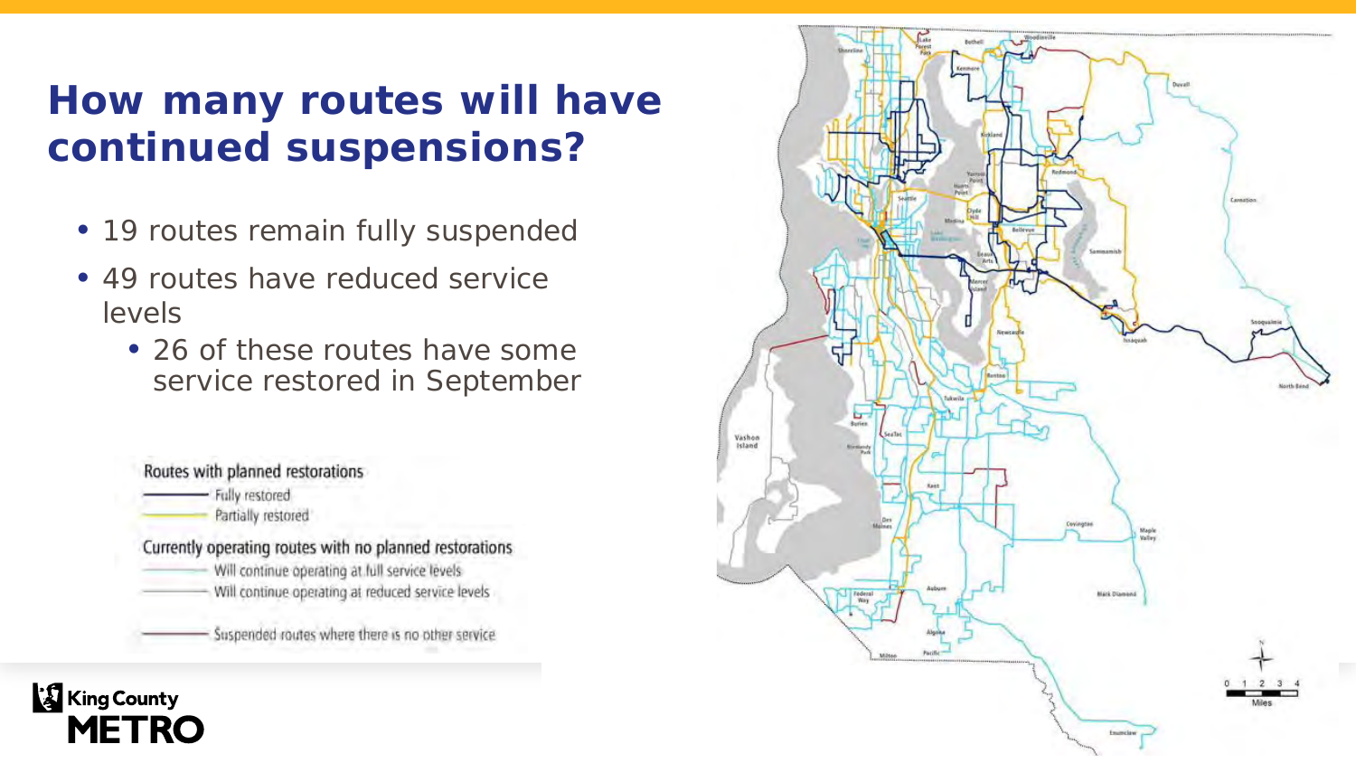# How many routes will have continued suspensions?

- 19 routes remain fully suspended
- 49 routes have reduced service levels
  - 26 of these routes have some service restored in September

Routes with planned restorations
- Fully restored
- Partially restored

Currently operating routes with no planned restorations
- Will continue operating at full service levels
- Will continue operating at reduced service levels

- Suspended routes where there is no other service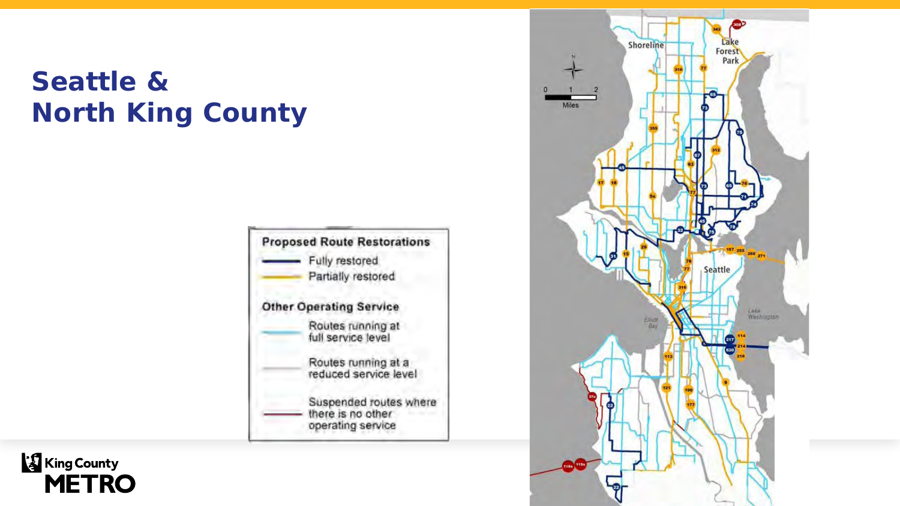# Seattle & North King County

**Proposed Route Restorations**

- Fully restored
- Partially restored

**Other Operating Service**

- Routes running at full service level
- Routes running at a reduced service level
- Suspended routes where there is no other operating service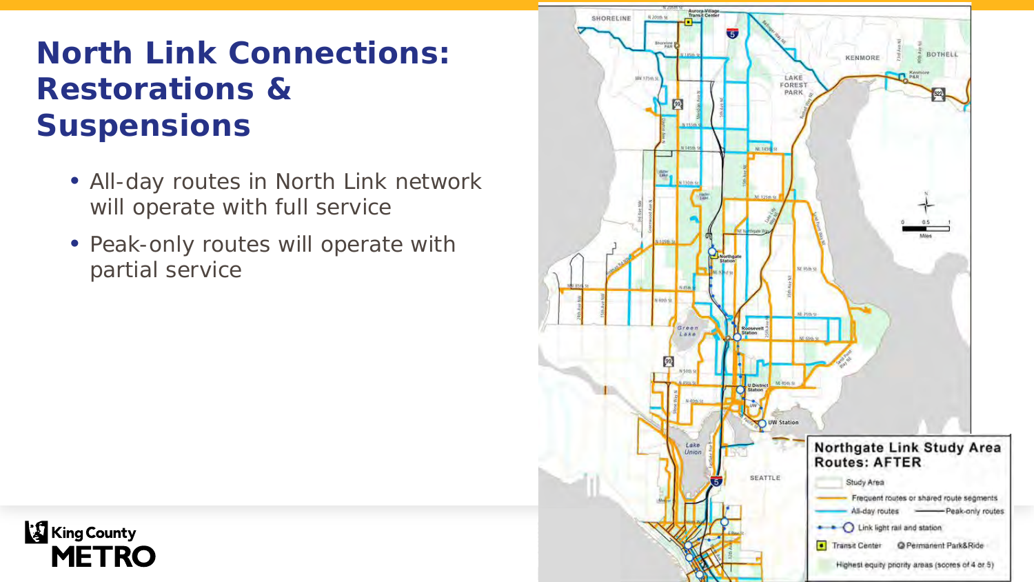# North Link Connections: Restorations & Suspensions

- All-day routes in North Link network will operate with full service
- Peak-only routes will operate with partial service

**Northgate Link Study Area Routes: AFTER**

- Study Area
- Frequent routes or shared route segments
- All-day routes
- Peak-only routes
- Link light rail and station
- Transit Center
- Permanent Park&Ride
- Highest equity priority areas (scores of 4 or 5)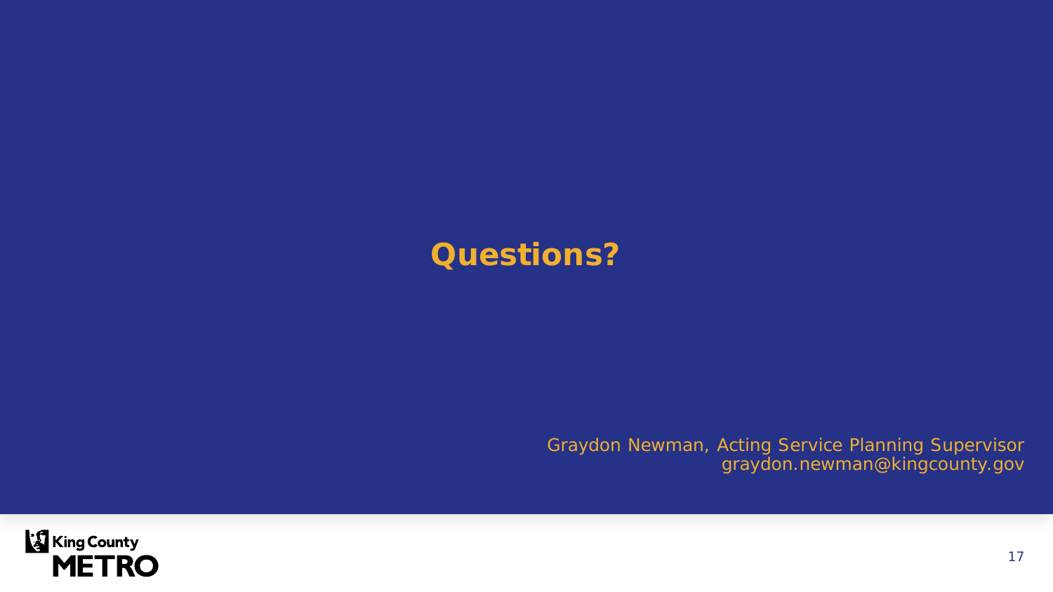# Questions?

Graydon Newman, Acting Service Planning Supervisor
graydon.newman@kingcounty.gov

King County METRO